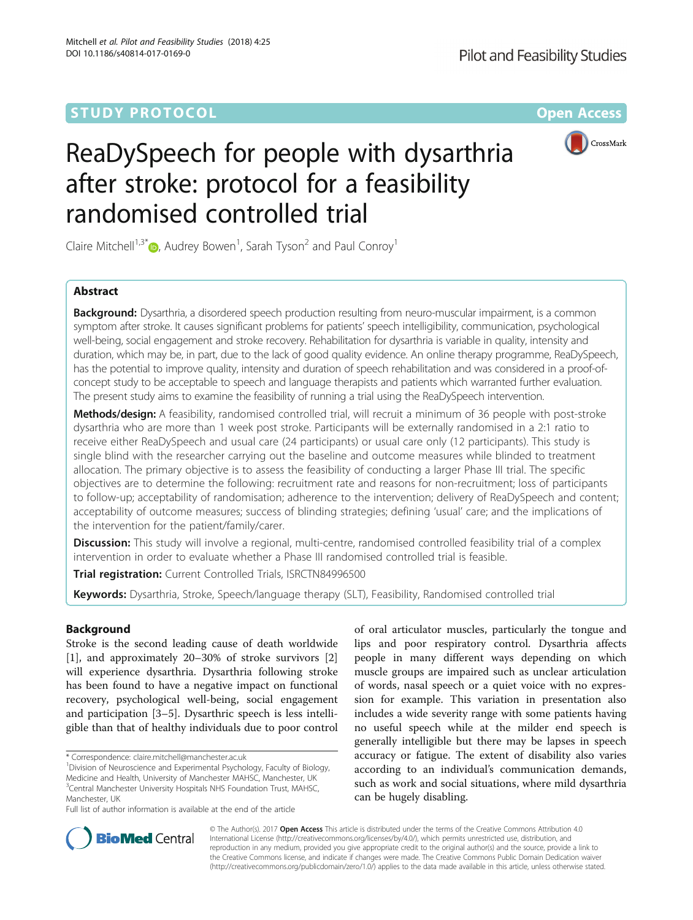STUDY PROTOCOL

Open Access

# ReaDySpeech for people with dysarthria after stroke: protocol for a feasibility randomised controlled trial

Claire Mitchell[1,3*], Audrey Bowen[1], Sarah Tyson[2] and Paul Conroy[1]

## Abstract

**Background:** Dysarthria, a disordered speech production resulting from neuro-muscular impairment, is a common symptom after stroke. It causes significant problems for patients' speech intelligibility, communication, psychological well-being, social engagement and stroke recovery. Rehabilitation for dysarthria is variable in quality, intensity and duration, which may be, in part, due to the lack of good quality evidence. An online therapy programme, ReaDySpeech, has the potential to improve quality, intensity and duration of speech rehabilitation and was considered in a proof-of-concept study to be acceptable to speech and language therapists and patients which warranted further evaluation. The present study aims to examine the feasibility of running a trial using the ReaDySpeech intervention.

**Methods/design:** A feasibility, randomised controlled trial, will recruit a minimum of 36 people with post-stroke dysarthria who are more than 1 week post stroke. Participants will be externally randomised in a 2:1 ratio to receive either ReaDySpeech and usual care (24 participants) or usual care only (12 participants). This study is single blind with the researcher carrying out the baseline and outcome measures while blinded to treatment allocation. The primary objective is to assess the feasibility of conducting a larger Phase III trial. The specific objectives are to determine the following: recruitment rate and reasons for non-recruitment; loss of participants to follow-up; acceptability of randomisation; adherence to the intervention; delivery of ReaDySpeech and content; acceptability of outcome measures; success of blinding strategies; defining 'usual' care; and the implications of the intervention for the patient/family/carer.

**Discussion:** This study will involve a regional, multi-centre, randomised controlled feasibility trial of a complex intervention in order to evaluate whether a Phase III randomised controlled trial is feasible.

**Trial registration:** Current Controlled Trials, ISRCTN84996500

**Keywords:** Dysarthria, Stroke, Speech/language therapy (SLT), Feasibility, Randomised controlled trial

## Background

Stroke is the second leading cause of death worldwide [1], and approximately 20–30% of stroke survivors [2] will experience dysarthria. Dysarthria following stroke has been found to have a negative impact on functional recovery, psychological well-being, social engagement and participation [3–5]. Dysarthric speech is less intelligible than that of healthy individuals due to poor control of oral articulator muscles, particularly the tongue and lips and poor respiratory control. Dysarthria affects people in many different ways depending on which muscle groups are impaired such as unclear articulation of words, nasal speech or a quiet voice with no expression for example. This variation in presentation also includes a wide severity range with some patients having no useful speech while at the milder end speech is generally intelligible but there may be lapses in speech accuracy or fatigue. The extent of disability also varies according to an individual's communication demands, such as work and social situations, where mild dysarthria can be hugely disabling.

\* Correspondence: claire.mitchell@manchester.ac.uk

[1] Division of Neuroscience and Experimental Psychology, Faculty of Biology, Medicine and Health, University of Manchester MAHSC, Manchester, UK

[3] Central Manchester University Hospitals NHS Foundation Trust, MAHSC, Manchester, UK

Full list of author information is available at the end of the article

© The Author(s). 2017 **Open Access** This article is distributed under the terms of the Creative Commons Attribution 4.0 International License (http://creativecommons.org/licenses/by/4.0/), which permits unrestricted use, distribution, and reproduction in any medium, provided you give appropriate credit to the original author(s) and the source, provide a link to the Creative Commons license, and indicate if changes were made. The Creative Commons Public Domain Dedication waiver (http://creativecommons.org/publicdomain/zero/1.0/) applies to the data made available in this article, unless otherwise stated.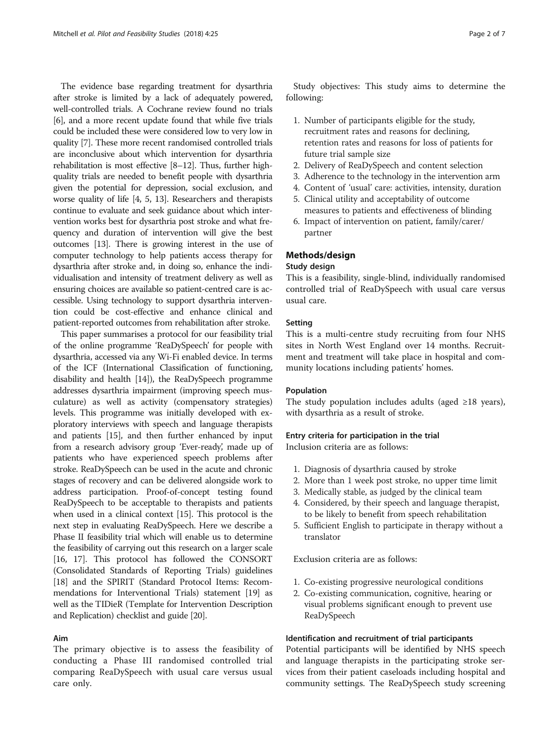The evidence base regarding treatment for dysarthria after stroke is limited by a lack of adequately powered, well-controlled trials. A Cochrane review found no trials [6], and a more recent update found that while five trials could be included these were considered low to very low in quality [7]. These more recent randomised controlled trials are inconclusive about which intervention for dysarthria rehabilitation is most effective [8–12]. Thus, further high-quality trials are needed to benefit people with dysarthria given the potential for depression, social exclusion, and worse quality of life [4, 5, 13]. Researchers and therapists continue to evaluate and seek guidance about which intervention works best for dysarthria post stroke and what frequency and duration of intervention will give the best outcomes [13]. There is growing interest in the use of computer technology to help patients access therapy for dysarthria after stroke and, in doing so, enhance the individualisation and intensity of treatment delivery as well as ensuring choices are available so patient-centred care is accessible. Using technology to support dysarthria intervention could be cost-effective and enhance clinical and patient-reported outcomes from rehabilitation after stroke.

This paper summarises a protocol for our feasibility trial of the online programme 'ReaDySpeech' for people with dysarthria, accessed via any Wi-Fi enabled device. In terms of the ICF (International Classification of functioning, disability and health [14]), the ReaDySpeech programme addresses dysarthria impairment (improving speech musculature) as well as activity (compensatory strategies) levels. This programme was initially developed with exploratory interviews with speech and language therapists and patients [15], and then further enhanced by input from a research advisory group 'Ever-ready', made up of patients who have experienced speech problems after stroke. ReaDySpeech can be used in the acute and chronic stages of recovery and can be delivered alongside work to address participation. Proof-of-concept testing found ReaDySpeech to be acceptable to therapists and patients when used in a clinical context [15]. This protocol is the next step in evaluating ReaDySpeech. Here we describe a Phase II feasibility trial which will enable us to determine the feasibility of carrying out this research on a larger scale [16, 17]. This protocol has followed the CONSORT (Consolidated Standards of Reporting Trials) guidelines [18] and the SPIRIT (Standard Protocol Items: Recommendations for Interventional Trials) statement [19] as well as the TIDieR (Template for Intervention Description and Replication) checklist and guide [20].

## Aim

The primary objective is to assess the feasibility of conducting a Phase III randomised controlled trial comparing ReaDySpeech with usual care versus usual care only.

Study objectives: This study aims to determine the following:

1. Number of participants eligible for the study, recruitment rates and reasons for declining, retention rates and reasons for loss of patients for future trial sample size
2. Delivery of ReaDySpeech and content selection
3. Adherence to the technology in the intervention arm
4. Content of 'usual' care: activities, intensity, duration
5. Clinical utility and acceptability of outcome measures to patients and effectiveness of blinding
6. Impact of intervention on patient, family/carer/partner

## Methods/design

### Study design

This is a feasibility, single-blind, individually randomised controlled trial of ReaDySpeech with usual care versus usual care.

### Setting

This is a multi-centre study recruiting from four NHS sites in North West England over 14 months. Recruitment and treatment will take place in hospital and community locations including patients' homes.

### Population

The study population includes adults (aged ≥18 years), with dysarthria as a result of stroke.

### Entry criteria for participation in the trial

Inclusion criteria are as follows:

1. Diagnosis of dysarthria caused by stroke
2. More than 1 week post stroke, no upper time limit
3. Medically stable, as judged by the clinical team
4. Considered, by their speech and language therapist, to be likely to benefit from speech rehabilitation
5. Sufficient English to participate in therapy without a translator

Exclusion criteria are as follows:

1. Co-existing progressive neurological conditions
2. Co-existing communication, cognitive, hearing or visual problems significant enough to prevent use ReaDySpeech

### Identification and recruitment of trial participants

Potential participants will be identified by NHS speech and language therapists in the participating stroke services from their patient caseloads including hospital and community settings. The ReaDySpeech study screening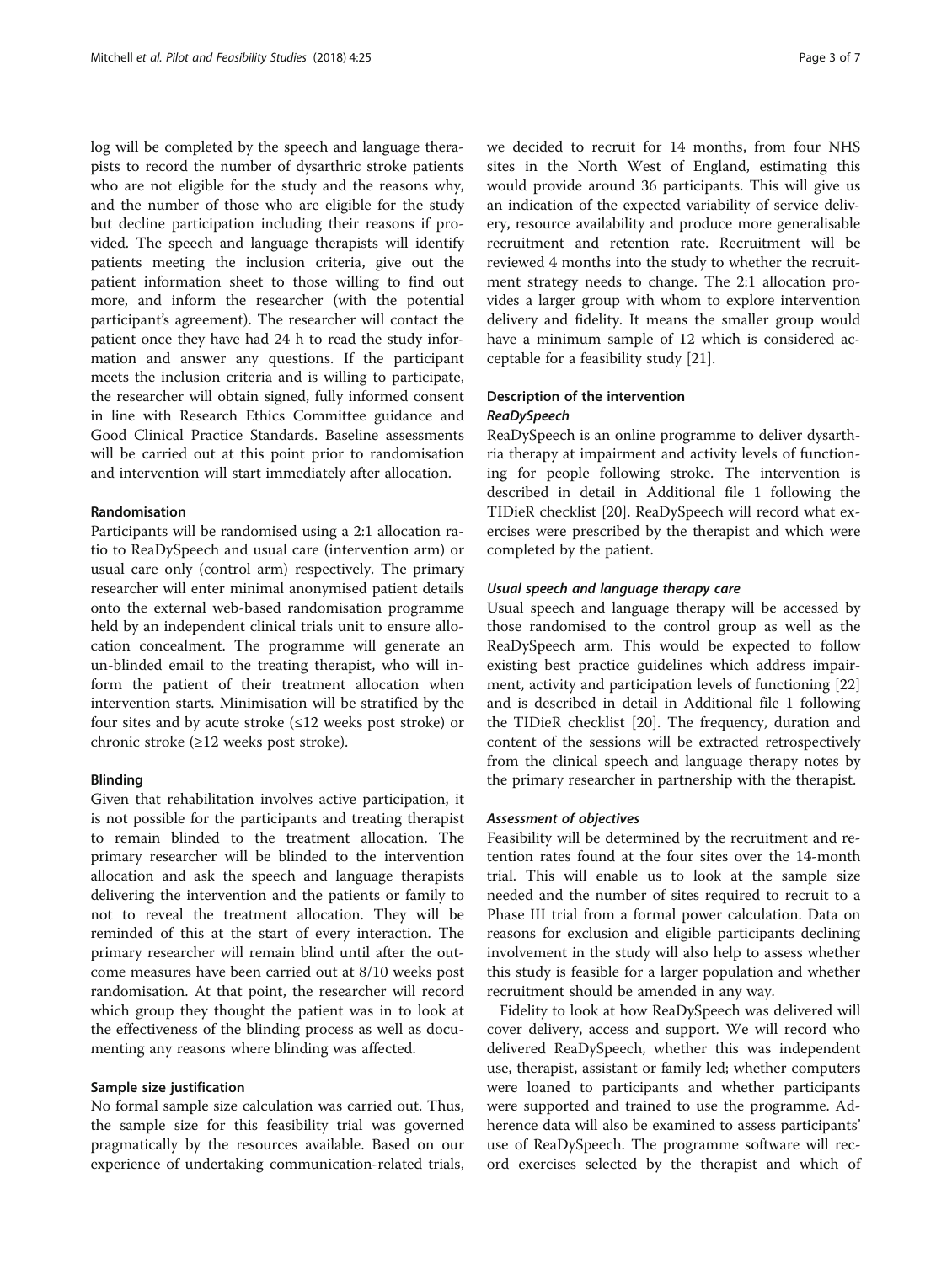log will be completed by the speech and language therapists to record the number of dysarthric stroke patients who are not eligible for the study and the reasons why, and the number of those who are eligible for the study but decline participation including their reasons if provided. The speech and language therapists will identify patients meeting the inclusion criteria, give out the patient information sheet to those willing to find out more, and inform the researcher (with the potential participant's agreement). The researcher will contact the patient once they have had 24 h to read the study information and answer any questions. If the participant meets the inclusion criteria and is willing to participate, the researcher will obtain signed, fully informed consent in line with Research Ethics Committee guidance and Good Clinical Practice Standards. Baseline assessments will be carried out at this point prior to randomisation and intervention will start immediately after allocation.

### Randomisation

Participants will be randomised using a 2:1 allocation ratio to ReaDySpeech and usual care (intervention arm) or usual care only (control arm) respectively. The primary researcher will enter minimal anonymised patient details onto the external web-based randomisation programme held by an independent clinical trials unit to ensure allocation concealment. The programme will generate an un-blinded email to the treating therapist, who will inform the patient of their treatment allocation when intervention starts. Minimisation will be stratified by the four sites and by acute stroke (≤12 weeks post stroke) or chronic stroke (≥12 weeks post stroke).

### Blinding

Given that rehabilitation involves active participation, it is not possible for the participants and treating therapist to remain blinded to the treatment allocation. The primary researcher will be blinded to the intervention allocation and ask the speech and language therapists delivering the intervention and the patients or family to not to reveal the treatment allocation. They will be reminded of this at the start of every interaction. The primary researcher will remain blind until after the outcome measures have been carried out at 8/10 weeks post randomisation. At that point, the researcher will record which group they thought the patient was in to look at the effectiveness of the blinding process as well as documenting any reasons where blinding was affected.

### Sample size justification

No formal sample size calculation was carried out. Thus, the sample size for this feasibility trial was governed pragmatically by the resources available. Based on our experience of undertaking communication-related trials, we decided to recruit for 14 months, from four NHS sites in the North West of England, estimating this would provide around 36 participants. This will give us an indication of the expected variability of service delivery, resource availability and produce more generalisable recruitment and retention rate. Recruitment will be reviewed 4 months into the study to whether the recruitment strategy needs to change. The 2:1 allocation provides a larger group with whom to explore intervention delivery and fidelity. It means the smaller group would have a minimum sample of 12 which is considered acceptable for a feasibility study [21].

### Description of the intervention

#### *ReaDySpeech*

ReaDySpeech is an online programme to deliver dysarthria therapy at impairment and activity levels of functioning for people following stroke. The intervention is described in detail in Additional file 1 following the TIDieR checklist [20]. ReaDySpeech will record what exercises were prescribed by the therapist and which were completed by the patient.

#### *Usual speech and language therapy care*

Usual speech and language therapy will be accessed by those randomised to the control group as well as the ReaDySpeech arm. This would be expected to follow existing best practice guidelines which address impairment, activity and participation levels of functioning [22] and is described in detail in Additional file 1 following the TIDieR checklist [20]. The frequency, duration and content of the sessions will be extracted retrospectively from the clinical speech and language therapy notes by the primary researcher in partnership with the therapist.

#### *Assessment of objectives*

Feasibility will be determined by the recruitment and retention rates found at the four sites over the 14-month trial. This will enable us to look at the sample size needed and the number of sites required to recruit to a Phase III trial from a formal power calculation. Data on reasons for exclusion and eligible participants declining involvement in the study will also help to assess whether this study is feasible for a larger population and whether recruitment should be amended in any way.

Fidelity to look at how ReaDySpeech was delivered will cover delivery, access and support. We will record who delivered ReaDySpeech, whether this was independent use, therapist, assistant or family led; whether computers were loaned to participants and whether participants were supported and trained to use the programme. Adherence data will also be examined to assess participants' use of ReaDySpeech. The programme software will record exercises selected by the therapist and which of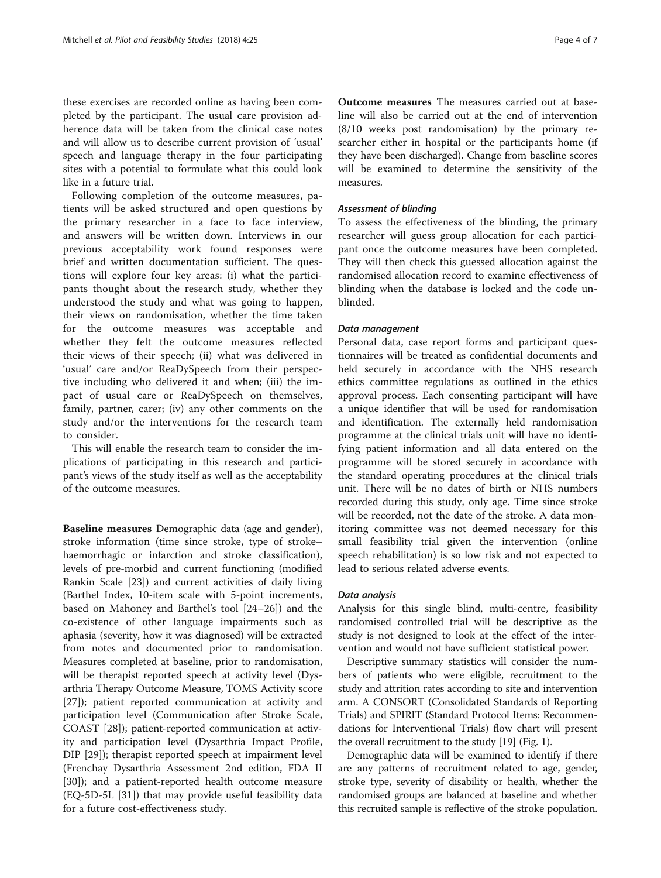these exercises are recorded online as having been completed by the participant. The usual care provision adherence data will be taken from the clinical case notes and will allow us to describe current provision of 'usual' speech and language therapy in the four participating sites with a potential to formulate what this could look like in a future trial.

Following completion of the outcome measures, patients will be asked structured and open questions by the primary researcher in a face to face interview, and answers will be written down. Interviews in our previous acceptability work found responses were brief and written documentation sufficient. The questions will explore four key areas: (i) what the participants thought about the research study, whether they understood the study and what was going to happen, their views on randomisation, whether the time taken for the outcome measures was acceptable and whether they felt the outcome measures reflected their views of their speech; (ii) what was delivered in 'usual' care and/or ReaDySpeech from their perspective including who delivered it and when; (iii) the impact of usual care or ReaDySpeech on themselves, family, partner, carer; (iv) any other comments on the study and/or the interventions for the research team to consider.

This will enable the research team to consider the implications of participating in this research and participant's views of the study itself as well as the acceptability of the outcome measures.

**Baseline measures** Demographic data (age and gender), stroke information (time since stroke, type of stroke–haemorrhagic or infarction and stroke classification), levels of pre-morbid and current functioning (modified Rankin Scale [23]) and current activities of daily living (Barthel Index, 10-item scale with 5-point increments, based on Mahoney and Barthel's tool [24–26]) and the co-existence of other language impairments such as aphasia (severity, how it was diagnosed) will be extracted from notes and documented prior to randomisation. Measures completed at baseline, prior to randomisation, will be therapist reported speech at activity level (Dysarthria Therapy Outcome Measure, TOMS Activity score [27]); patient reported communication at activity and participation level (Communication after Stroke Scale, COAST [28]); patient-reported communication at activity and participation level (Dysarthria Impact Profile, DIP [29]); therapist reported speech at impairment level (Frenchay Dysarthria Assessment 2nd edition, FDA II [30]); and a patient-reported health outcome measure (EQ-5D-5L [31]) that may provide useful feasibility data for a future cost-effectiveness study.

**Outcome measures** The measures carried out at baseline will also be carried out at the end of intervention (8/10 weeks post randomisation) by the primary researcher either in hospital or the participants home (if they have been discharged). Change from baseline scores will be examined to determine the sensitivity of the measures.

### *Assessment of blinding*

To assess the effectiveness of the blinding, the primary researcher will guess group allocation for each participant once the outcome measures have been completed. They will then check this guessed allocation against the randomised allocation record to examine effectiveness of blinding when the database is locked and the code unblinded.

### *Data management*

Personal data, case report forms and participant questionnaires will be treated as confidential documents and held securely in accordance with the NHS research ethics committee regulations as outlined in the ethics approval process. Each consenting participant will have a unique identifier that will be used for randomisation and identification. The externally held randomisation programme at the clinical trials unit will have no identifying patient information and all data entered on the programme will be stored securely in accordance with the standard operating procedures at the clinical trials unit. There will be no dates of birth or NHS numbers recorded during this study, only age. Time since stroke will be recorded, not the date of the stroke. A data monitoring committee was not deemed necessary for this small feasibility trial given the intervention (online speech rehabilitation) is so low risk and not expected to lead to serious related adverse events.

### *Data analysis*

Analysis for this single blind, multi-centre, feasibility randomised controlled trial will be descriptive as the study is not designed to look at the effect of the intervention and would not have sufficient statistical power.

Descriptive summary statistics will consider the numbers of patients who were eligible, recruitment to the study and attrition rates according to site and intervention arm. A CONSORT (Consolidated Standards of Reporting Trials) and SPIRIT (Standard Protocol Items: Recommendations for Interventional Trials) flow chart will present the overall recruitment to the study [19] (Fig. 1).

Demographic data will be examined to identify if there are any patterns of recruitment related to age, gender, stroke type, severity of disability or health, whether the randomised groups are balanced at baseline and whether this recruited sample is reflective of the stroke population.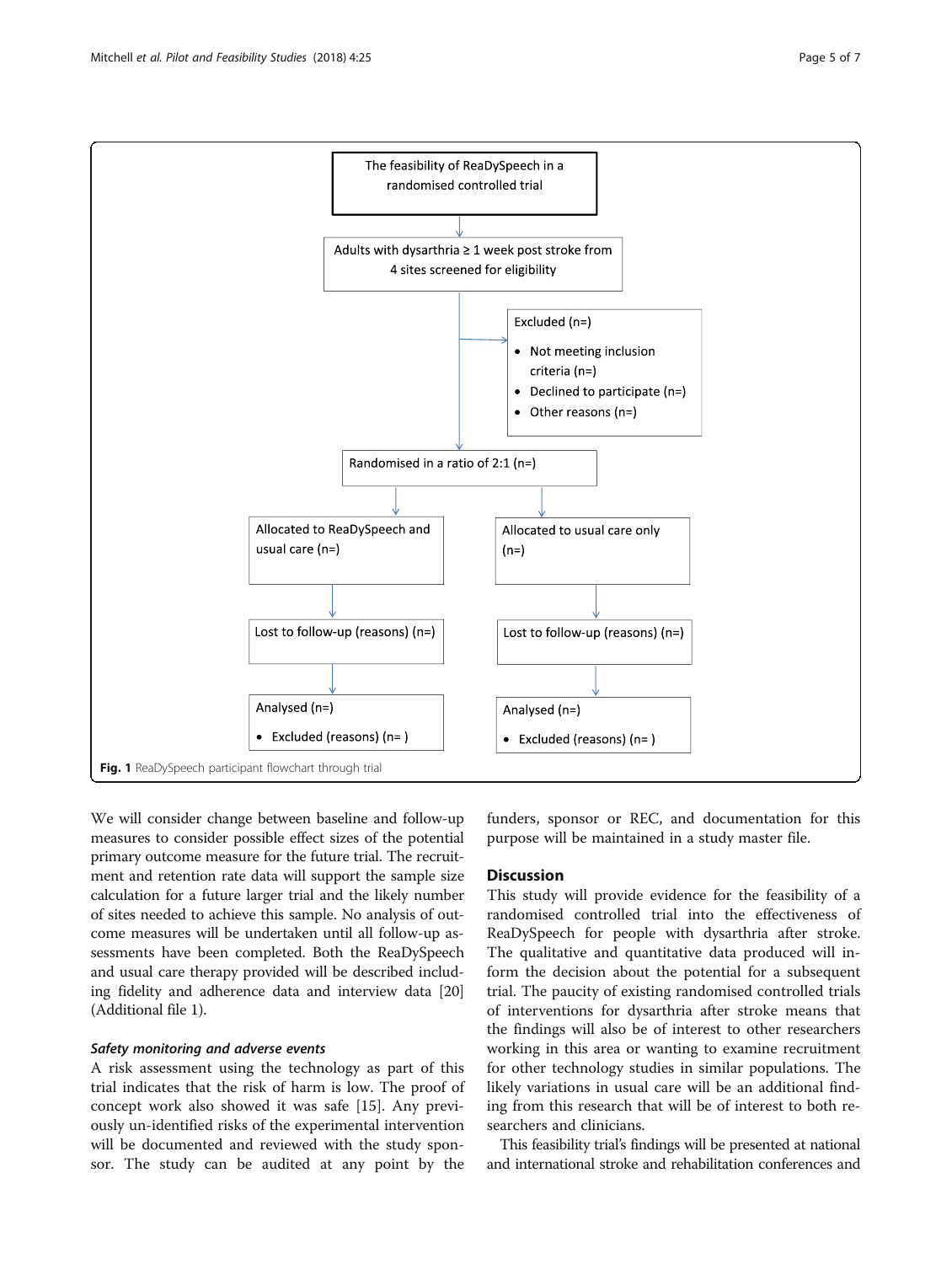The feasibility of ReaDySpeech in a randomised controlled trial

Adults with dysarthria ≥ 1 week post stroke from 4 sites screened for eligibility

Excluded (n=)

- Not meeting inclusion criteria (n=)
- Declined to participate (n=)
- Other reasons (n=)

Randomised in a ratio of 2:1 (n=)

Allocated to ReaDySpeech and usual care (n=)

Allocated to usual care only (n=)

Lost to follow-up (reasons) (n=)

Lost to follow-up (reasons) (n=)

Analysed (n=)

- Excluded (reasons) (n= )

Analysed (n=)

- Excluded (reasons) (n= )

**Fig. 1** ReaDySpeech participant flowchart through trial

We will consider change between baseline and follow-up measures to consider possible effect sizes of the potential primary outcome measure for the future trial. The recruitment and retention rate data will support the sample size calculation for a future larger trial and the likely number of sites needed to achieve this sample. No analysis of outcome measures will be undertaken until all follow-up assessments have been completed. Both the ReaDySpeech and usual care therapy provided will be described including fidelity and adherence data and interview data [20] (Additional file 1).

### *Safety monitoring and adverse events*

A risk assessment using the technology as part of this trial indicates that the risk of harm is low. The proof of concept work also showed it was safe [15]. Any previously un-identified risks of the experimental intervention will be documented and reviewed with the study sponsor. The study can be audited at any point by the funders, sponsor or REC, and documentation for this purpose will be maintained in a study master file.

## Discussion

This study will provide evidence for the feasibility of a randomised controlled trial into the effectiveness of ReaDySpeech for people with dysarthria after stroke. The qualitative and quantitative data produced will inform the decision about the potential for a subsequent trial. The paucity of existing randomised controlled trials of interventions for dysarthria after stroke means that the findings will also be of interest to other researchers working in this area or wanting to examine recruitment for other technology studies in similar populations. The likely variations in usual care will be an additional finding from this research that will be of interest to both researchers and clinicians.

This feasibility trial's findings will be presented at national and international stroke and rehabilitation conferences and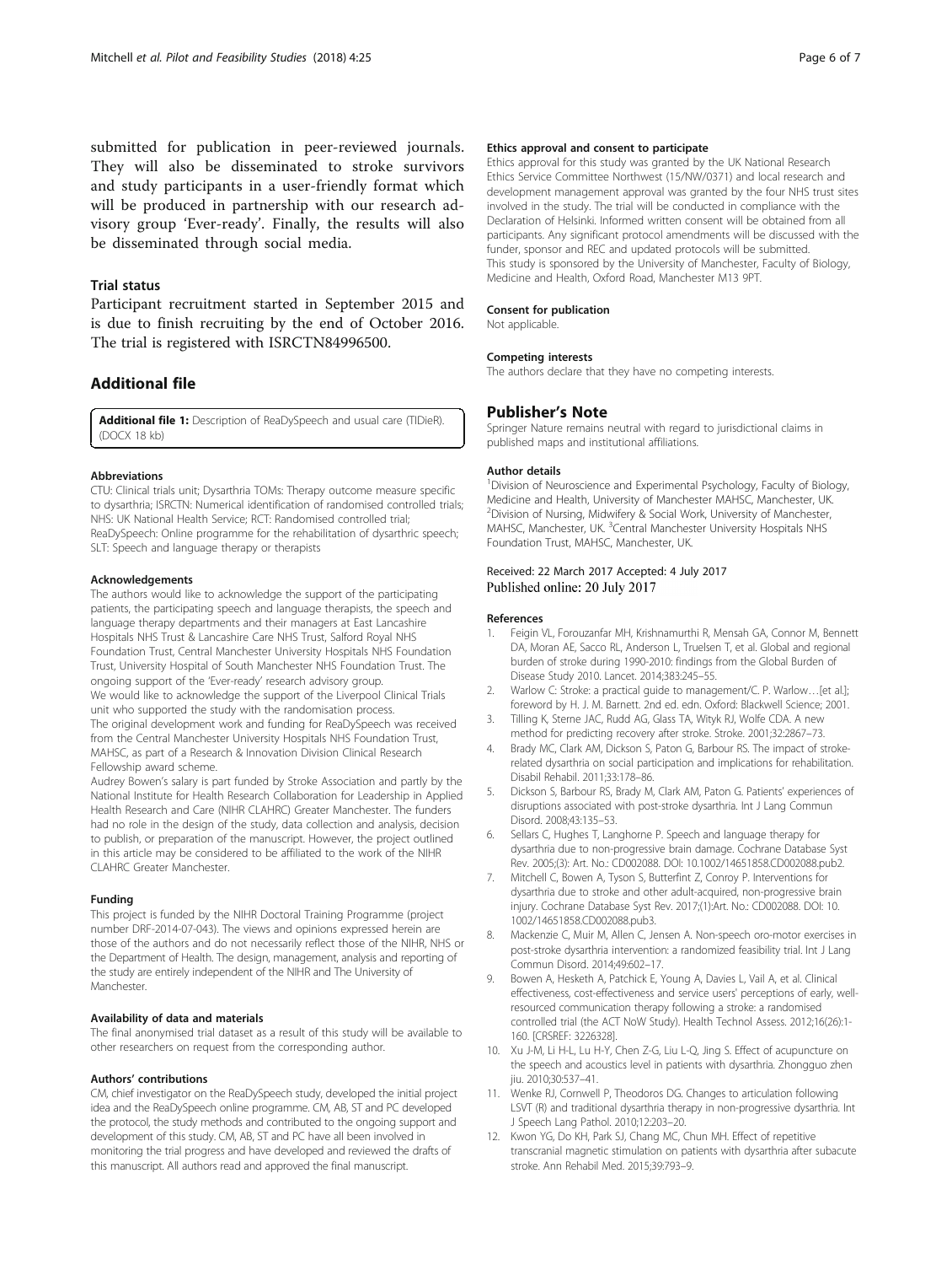submitted for publication in peer-reviewed journals. They will also be disseminated to stroke survivors and study participants in a user-friendly format which will be produced in partnership with our research advisory group 'Ever-ready'. Finally, the results will also be disseminated through social media.

### Trial status

Participant recruitment started in September 2015 and is due to finish recruiting by the end of October 2016. The trial is registered with ISRCTN84996500.

## Additional file

**Additional file 1:** Description of ReaDySpeech and usual care (TIDieR). (DOCX 18 kb)

#### Abbreviations

CTU: Clinical trials unit; Dysarthria TOMs: Therapy outcome measure specific to dysarthria; ISRCTN: Numerical identification of randomised controlled trials; NHS: UK National Health Service; RCT: Randomised controlled trial; ReaDySpeech: Online programme for the rehabilitation of dysarthric speech; SLT: Speech and language therapy or therapists

#### Acknowledgements

The authors would like to acknowledge the support of the participating patients, the participating speech and language therapists, the speech and language therapy departments and their managers at East Lancashire Hospitals NHS Trust & Lancashire Care NHS Trust, Salford Royal NHS Foundation Trust, Central Manchester University Hospitals NHS Foundation Trust, University Hospital of South Manchester NHS Foundation Trust. The ongoing support of the 'Ever-ready' research advisory group.

We would like to acknowledge the support of the Liverpool Clinical Trials unit who supported the study with the randomisation process.

The original development work and funding for ReaDySpeech was received from the Central Manchester University Hospitals NHS Foundation Trust, MAHSC, as part of a Research & Innovation Division Clinical Research Fellowship award scheme.

Audrey Bowen's salary is part funded by Stroke Association and partly by the National Institute for Health Research Collaboration for Leadership in Applied Health Research and Care (NIHR CLAHRC) Greater Manchester. The funders had no role in the design of the study, data collection and analysis, decision to publish, or preparation of the manuscript. However, the project outlined in this article may be considered to be affiliated to the work of the NIHR CLAHRC Greater Manchester.

#### Funding

This project is funded by the NIHR Doctoral Training Programme (project number DRF-2014-07-043). The views and opinions expressed herein are those of the authors and do not necessarily reflect those of the NIHR, NHS or the Department of Health. The design, management, analysis and reporting of the study are entirely independent of the NIHR and The University of Manchester.

#### Availability of data and materials

The final anonymised trial dataset as a result of this study will be available to other researchers on request from the corresponding author.

#### Authors' contributions

CM, chief investigator on the ReaDySpeech study, developed the initial project idea and the ReaDySpeech online programme. CM, AB, ST and PC developed the protocol, the study methods and contributed to the ongoing support and development of this study. CM, AB, ST and PC have all been involved in monitoring the trial progress and have developed and reviewed the drafts of this manuscript. All authors read and approved the final manuscript.

#### Ethics approval and consent to participate

Ethics approval for this study was granted by the UK National Research Ethics Service Committee Northwest (15/NW/0371) and local research and development management approval was granted by the four NHS trust sites involved in the study. The trial will be conducted in compliance with the Declaration of Helsinki. Informed written consent will be obtained from all participants. Any significant protocol amendments will be discussed with the funder, sponsor and REC and updated protocols will be submitted.

This study is sponsored by the University of Manchester, Faculty of Biology, Medicine and Health, Oxford Road, Manchester M13 9PT.

#### Consent for publication

Not applicable.

#### Competing interests

The authors declare that they have no competing interests.

## Publisher's Note

Springer Nature remains neutral with regard to jurisdictional claims in published maps and institutional affiliations.

#### Author details

[1]Division of Neuroscience and Experimental Psychology, Faculty of Biology, Medicine and Health, University of Manchester MAHSC, Manchester, UK. [2]Division of Nursing, Midwifery & Social Work, University of Manchester, MAHSC, Manchester, UK. [3]Central Manchester University Hospitals NHS Foundation Trust, MAHSC, Manchester, UK.

Received: 22 March 2017 Accepted: 4 July 2017
Published online: 20 July 2017

#### References

1. Feigin VL, Forouzanfar MH, Krishnamurthi R, Mensah GA, Connor M, Bennett DA, Moran AE, Sacco RL, Anderson L, Truelsen T, et al. Global and regional burden of stroke during 1990-2010: findings from the Global Burden of Disease Study 2010. Lancet. 2014;383:245–55.
2. Warlow C: Stroke: a practical guide to management/C. P. Warlow…[et al.]; foreword by H. J. M. Barnett. 2nd ed. edn. Oxford: Blackwell Science; 2001.
3. Tilling K, Sterne JAC, Rudd AG, Glass TA, Wityk RJ, Wolfe CDA. A new method for predicting recovery after stroke. Stroke. 2001;32:2867–73.
4. Brady MC, Clark AM, Dickson S, Paton G, Barbour RS. The impact of stroke-related dysarthria on social participation and implications for rehabilitation. Disabil Rehabil. 2011;33:178–86.
5. Dickson S, Barbour RS, Brady M, Clark AM, Paton G. Patients' experiences of disruptions associated with post-stroke dysarthria. Int J Lang Commun Disord. 2008;43:135–53.
6. Sellars C, Hughes T, Langhorne P. Speech and language therapy for dysarthria due to non-progressive brain damage. Cochrane Database Syst Rev. 2005;(3): Art. No.: CD002088. DOI: 10.1002/14651858.CD002088.pub2.
7. Mitchell C, Bowen A, Tyson S, Butterfint Z, Conroy P. Interventions for dysarthria due to stroke and other adult-acquired, non-progressive brain injury. Cochrane Database Syst Rev. 2017;(1):Art. No.: CD002088. DOI: 10.1002/14651858.CD002088.pub3.
8. Mackenzie C, Muir M, Allen C, Jensen A. Non-speech oro-motor exercises in post-stroke dysarthria intervention: a randomized feasibility trial. Int J Lang Commun Disord. 2014;49:602–17.
9. Bowen A, Hesketh A, Patchick E, Young A, Davies L, Vail A, et al. Clinical effectiveness, cost-effectiveness and service users' perceptions of early, well-resourced communication therapy following a stroke: a randomised controlled trial (the ACT NoW Study). Health Technol Assess. 2012;16(26):1-160. [CRSREF: 3226328].
10. Xu J-M, Li H-L, Lu H-Y, Chen Z-G, Liu L-Q, Jing S. Effect of acupuncture on the speech and acoustics level in patients with dysarthria. Zhongguo zhen jiu. 2010;30:537–41.
11. Wenke RJ, Cornwell P, Theodoros DG. Changes to articulation following LSVT (R) and traditional dysarthria therapy in non-progressive dysarthria. Int J Speech Lang Pathol. 2010;12:203–20.
12. Kwon YG, Do KH, Park SJ, Chang MC, Chun MH. Effect of repetitive transcranial magnetic stimulation on patients with dysarthria after subacute stroke. Ann Rehabil Med. 2015;39:793–9.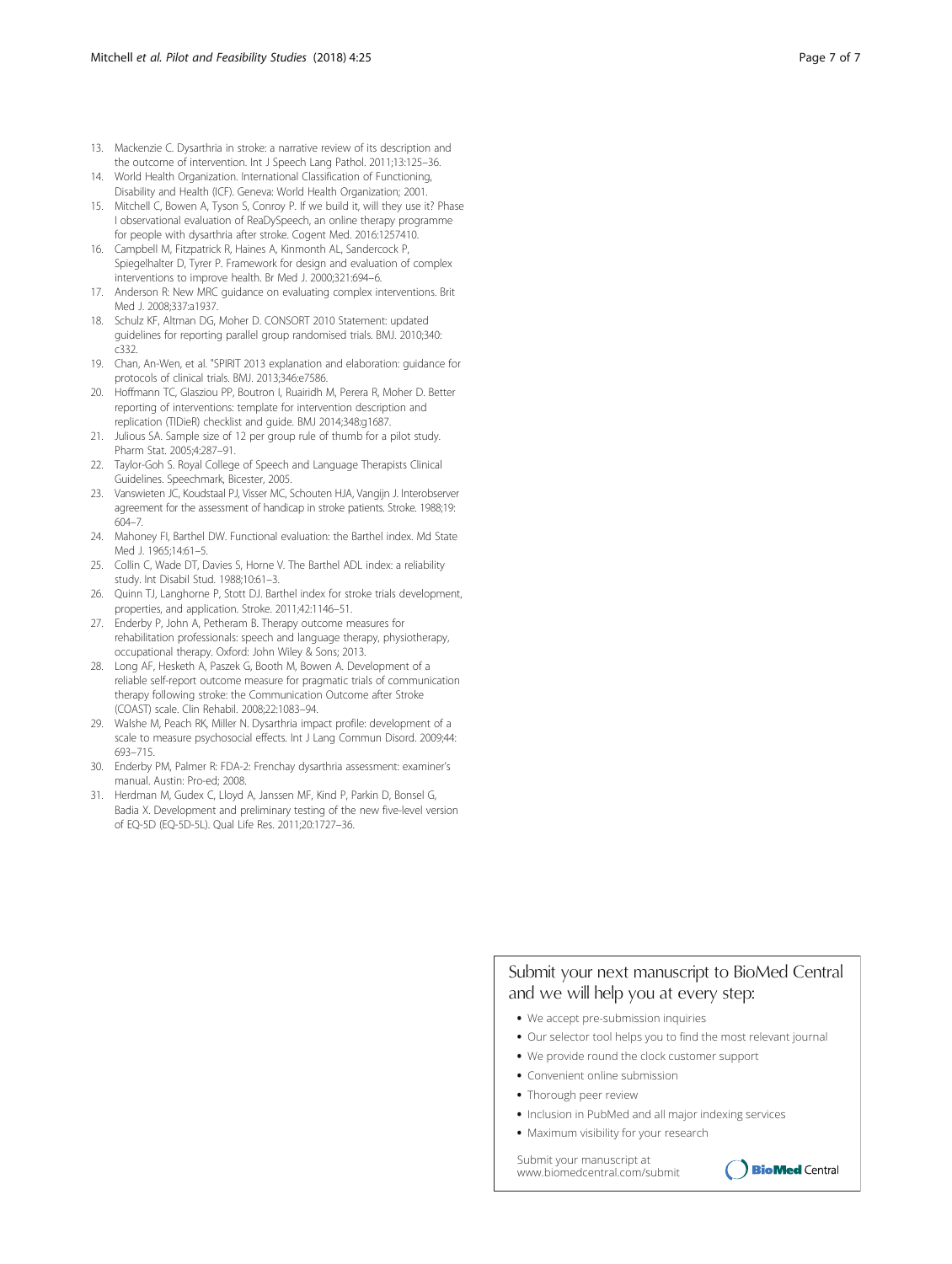13. Mackenzie C. Dysarthria in stroke: a narrative review of its description and the outcome of intervention. Int J Speech Lang Pathol. 2011;13:125–36.
14. World Health Organization. International Classification of Functioning, Disability and Health (ICF). Geneva: World Health Organization; 2001.
15. Mitchell C, Bowen A, Tyson S, Conroy P. If we build it, will they use it? Phase I observational evaluation of ReaDySpeech, an online therapy programme for people with dysarthria after stroke. Cogent Med. 2016:1257410.
16. Campbell M, Fitzpatrick R, Haines A, Kinmonth AL, Sandercock P, Spiegelhalter D, Tyrer P. Framework for design and evaluation of complex interventions to improve health. Br Med J. 2000;321:694–6.
17. Anderson R: New MRC guidance on evaluating complex interventions. Brit Med J. 2008;337:a1937.
18. Schulz KF, Altman DG, Moher D. CONSORT 2010 Statement: updated guidelines for reporting parallel group randomised trials. BMJ. 2010;340:c332.
19. Chan, An-Wen, et al. "SPIRIT 2013 explanation and elaboration: guidance for protocols of clinical trials. BMJ. 2013;346:e7586.
20. Hoffmann TC, Glasziou PP, Boutron I, Ruairidh M, Perera R, Moher D. Better reporting of interventions: template for intervention description and replication (TIDieR) checklist and guide. BMJ 2014;348:g1687.
21. Julious SA. Sample size of 12 per group rule of thumb for a pilot study. Pharm Stat. 2005;4:287–91.
22. Taylor-Goh S. Royal College of Speech and Language Therapists Clinical Guidelines. Speechmark, Bicester, 2005.
23. Vanswieten JC, Koudstaal PJ, Visser MC, Schouten HJA, Vangijn J. Interobserver agreement for the assessment of handicap in stroke patients. Stroke. 1988;19:604–7.
24. Mahoney FI, Barthel DW. Functional evaluation: the Barthel index. Md State Med J. 1965;14:61–5.
25. Collin C, Wade DT, Davies S, Horne V. The Barthel ADL index: a reliability study. Int Disabil Stud. 1988;10:61–3.
26. Quinn TJ, Langhorne P, Stott DJ. Barthel index for stroke trials development, properties, and application. Stroke. 2011;42:1146–51.
27. Enderby P, John A, Petheram B. Therapy outcome measures for rehabilitation professionals: speech and language therapy, physiotherapy, occupational therapy. Oxford: John Wiley & Sons; 2013.
28. Long AF, Hesketh A, Paszek G, Booth M, Bowen A. Development of a reliable self-report outcome measure for pragmatic trials of communication therapy following stroke: the Communication Outcome after Stroke (COAST) scale. Clin Rehabil. 2008;22:1083–94.
29. Walshe M, Peach RK, Miller N. Dysarthria impact profile: development of a scale to measure psychosocial effects. Int J Lang Commun Disord. 2009;44:693–715.
30. Enderby PM, Palmer R: FDA-2: Frenchay dysarthria assessment: examiner's manual. Austin: Pro-ed; 2008.
31. Herdman M, Gudex C, Lloyd A, Janssen MF, Kind P, Parkin D, Bonsel G, Badia X. Development and preliminary testing of the new five-level version of EQ-5D (EQ-5D-5L). Qual Life Res. 2011;20:1727–36.

Submit your next manuscript to BioMed Central and we will help you at every step:

- We accept pre-submission inquiries
- Our selector tool helps you to find the most relevant journal
- We provide round the clock customer support
- Convenient online submission
- Thorough peer review
- Inclusion in PubMed and all major indexing services
- Maximum visibility for your research

Submit your manuscript at www.biomedcentral.com/submit

BioMed Central